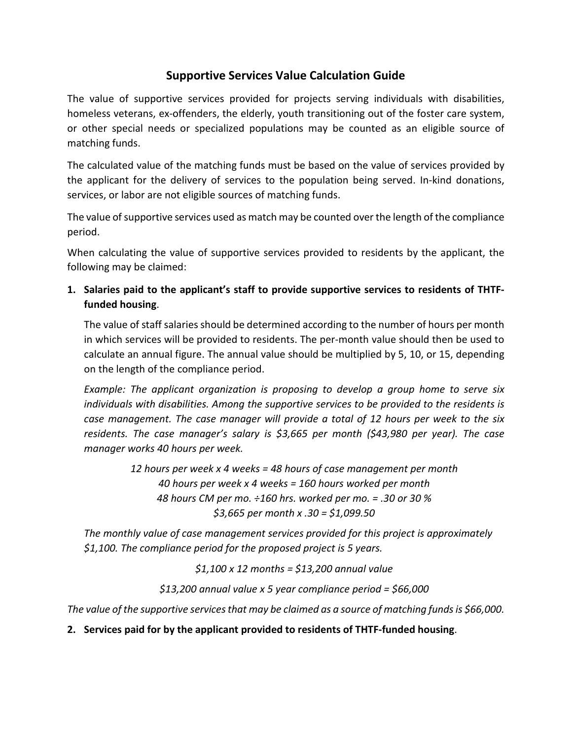# Supportive Services Value Calculation Guide

The value of supportive services provided for projects serving individuals with disabilities, homeless veterans, ex-offenders, the elderly, youth transitioning out of the foster care system, or other special needs or specialized populations may be counted as an eligible source of matching funds.

The calculated value of the matching funds must be based on the value of services provided by the applicant for the delivery of services to the population being served. In-kind donations, services, or labor are not eligible sources of matching funds.

The value of supportive services used as match may be counted over the length of the compliance period.

When calculating the value of supportive services provided to residents by the applicant, the following may be claimed:

1. **Salaries paid to the applicant's staff to provide supportive services to residents of THTF-funded housing**.

   The value of staff salaries should be determined according to the number of hours per month in which services will be provided to residents. The per-month value should then be used to calculate an annual figure. The annual value should be multiplied by 5, 10, or 15, depending on the length of the compliance period.

   *Example: The applicant organization is proposing to develop a group home to serve six individuals with disabilities. Among the supportive services to be provided to the residents is case management. The case manager will provide a total of 12 hours per week to the six residents. The case manager's salary is $3,665 per month ($43,980 per year). The case manager works 40 hours per week.*

   *12 hours per week x 4 weeks = 48 hours of case management per month*
   *40 hours per week x 4 weeks = 160 hours worked per month*
   *48 hours CM per mo. ÷160 hrs. worked per mo. = .30 or 30 %*
   *$3,665 per month x .30 = $1,099.50*

   *The monthly value of case management services provided for this project is approximately $1,100. The compliance period for the proposed project is 5 years.*

   *$1,100 x 12 months = $13,200 annual value*

   *$13,200 annual value x 5 year compliance period = $66,000*

*The value of the supportive services that may be claimed as a source of matching funds is $66,000.*

2. **Services paid for by the applicant provided to residents of THTF-funded housing**.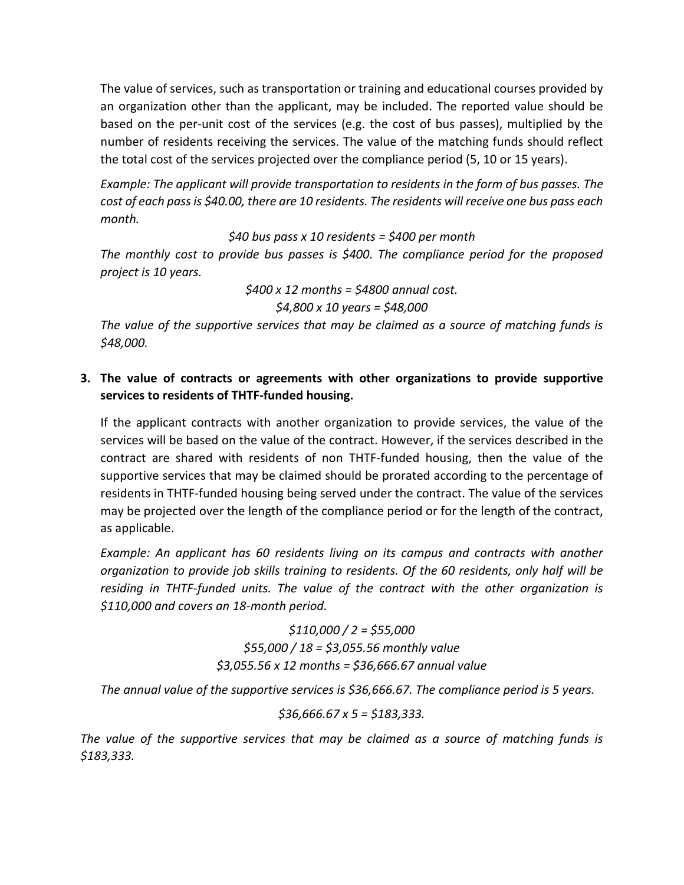The value of services, such as transportation or training and educational courses provided by an organization other than the applicant, may be included. The reported value should be based on the per-unit cost of the services (e.g. the cost of bus passes), multiplied by the number of residents receiving the services. The value of the matching funds should reflect the total cost of the services projected over the compliance period (5, 10 or 15 years).

*Example: The applicant will provide transportation to residents in the form of bus passes. The cost of each pass is $40.00, there are 10 residents. The residents will receive one bus pass each month.*

*$40 bus pass x 10 residents = $400 per month*

*The monthly cost to provide bus passes is $400. The compliance period for the proposed project is 10 years.*

*$400 x 12 months = $4800 annual cost.*

*$4,800 x 10 years = $48,000*

*The value of the supportive services that may be claimed as a source of matching funds is $48,000.*

3. **The value of contracts or agreements with other organizations to provide supportive services to residents of THTF-funded housing.**

   If the applicant contracts with another organization to provide services, the value of the services will be based on the value of the contract. However, if the services described in the contract are shared with residents of non THTF-funded housing, then the value of the supportive services that may be claimed should be prorated according to the percentage of residents in THTF-funded housing being served under the contract. The value of the services may be projected over the length of the compliance period or for the length of the contract, as applicable.

   *Example: An applicant has 60 residents living on its campus and contracts with another organization to provide job skills training to residents. Of the 60 residents, only half will be residing in THTF-funded units. The value of the contract with the other organization is $110,000 and covers an 18-month period.*

   *$110,000 / 2 = $55,000*

   *$55,000 / 18 = $3,055.56 monthly value*

   *$3,055.56 x 12 months = $36,666.67 annual value*

   *The annual value of the supportive services is $36,666.67. The compliance period is 5 years.*

   *$36,666.67 x 5 = $183,333.*

*The value of the supportive services that may be claimed as a source of matching funds is $183,333.*